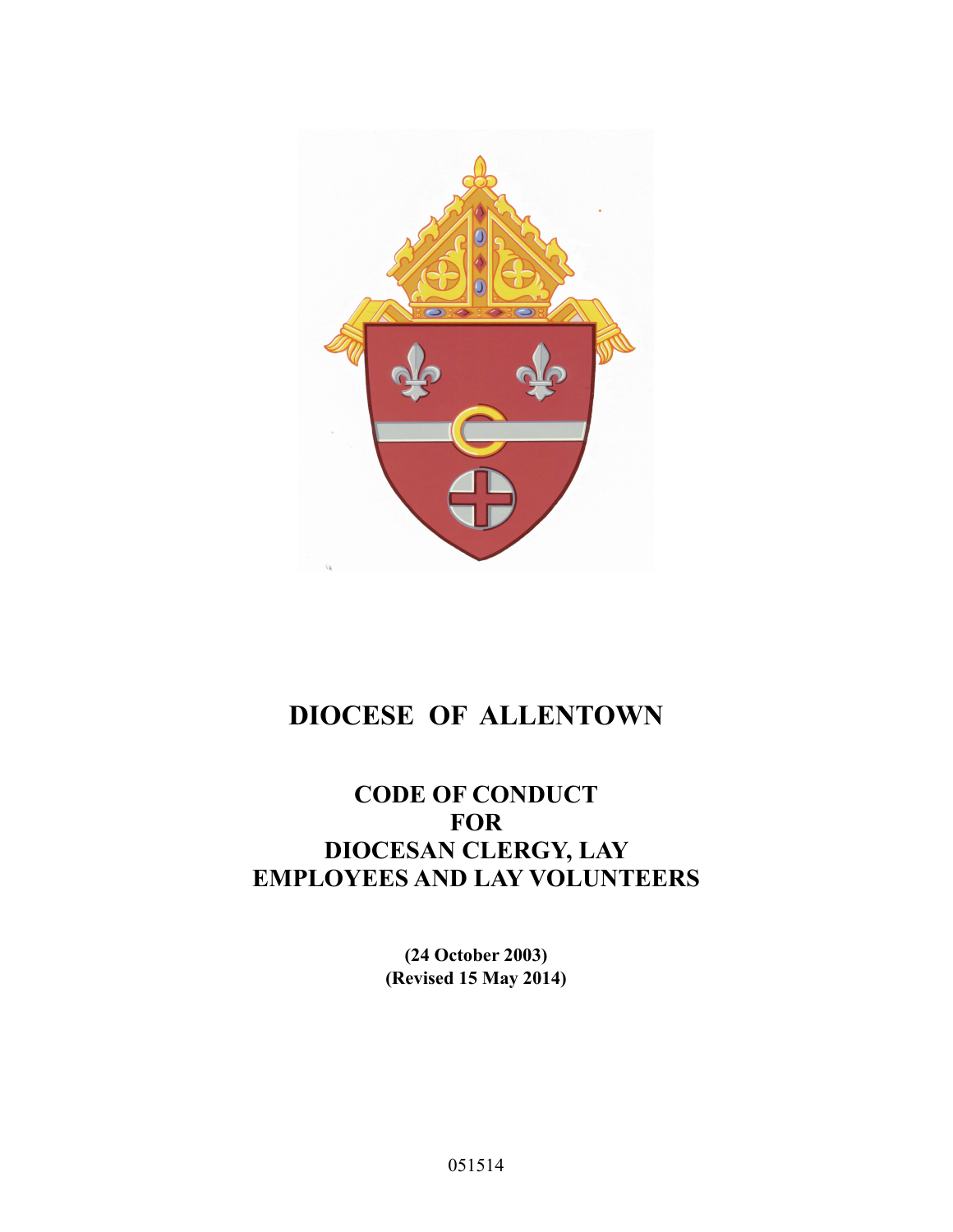# DIOCESE OF ALLENTOWN

## CODE OF CONDUCT FOR DIOCESAN CLERGY, LAY EMPLOYEES AND LAY VOLUNTEERS

**(24 October 2003)**
**(Revised 15 May 2014)**

051514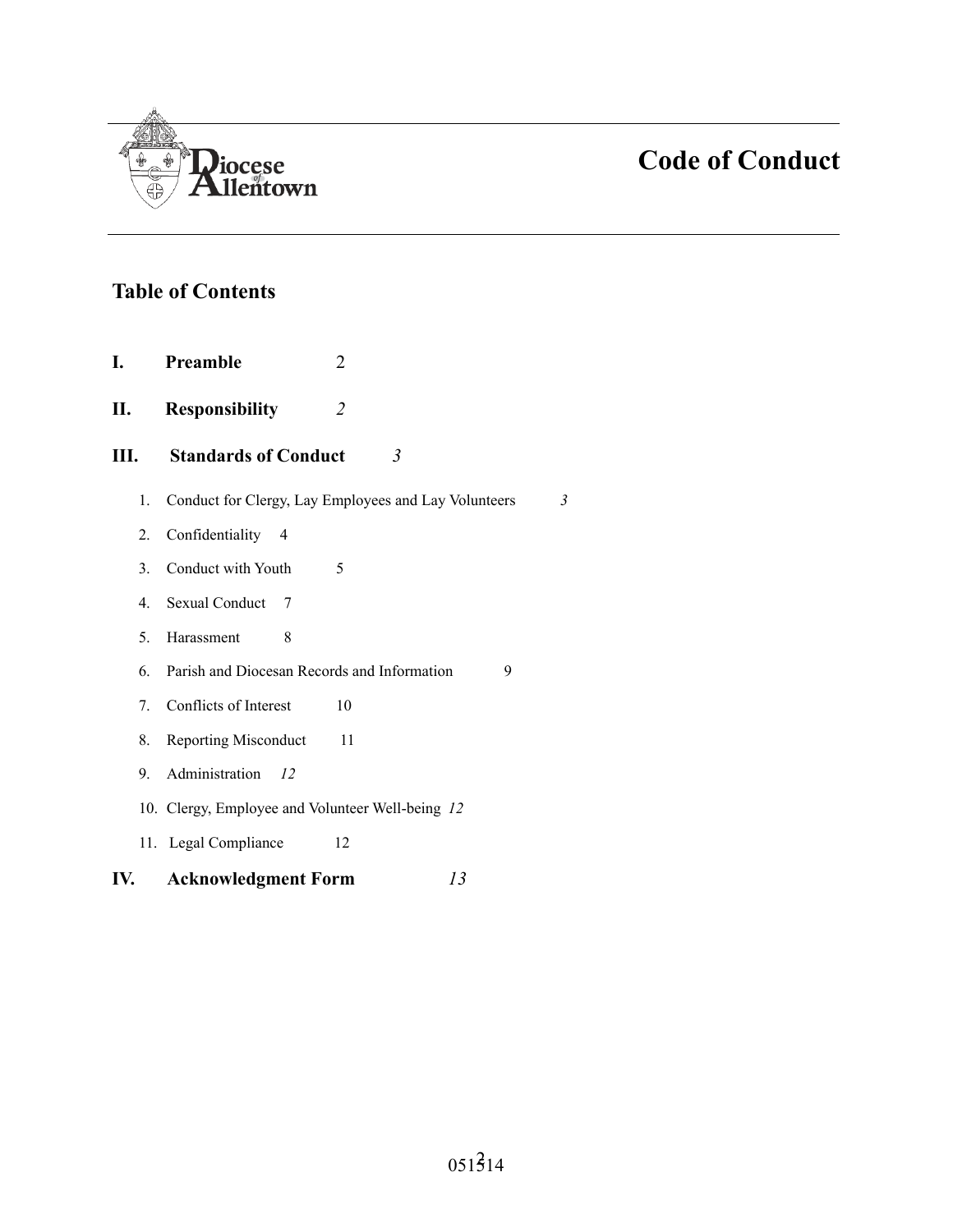# Code of Conduct

## Table of Contents

**I. Preamble** 2

**II. Responsibility** *2*

**III. Standards of Conduct** *3*

1. Conduct for Clergy, Lay Employees and Lay Volunteers *3*
2. Confidentiality 4
3. Conduct with Youth 5
4. Sexual Conduct 7
5. Harassment 8
6. Parish and Diocesan Records and Information 9
7. Conflicts of Interest 10
8. Reporting Misconduct 11
9. Administration *12*
10. Clergy, Employee and Volunteer Well-being *12*
11. Legal Compliance 12

**IV. Acknowledgment Form** *13*

051514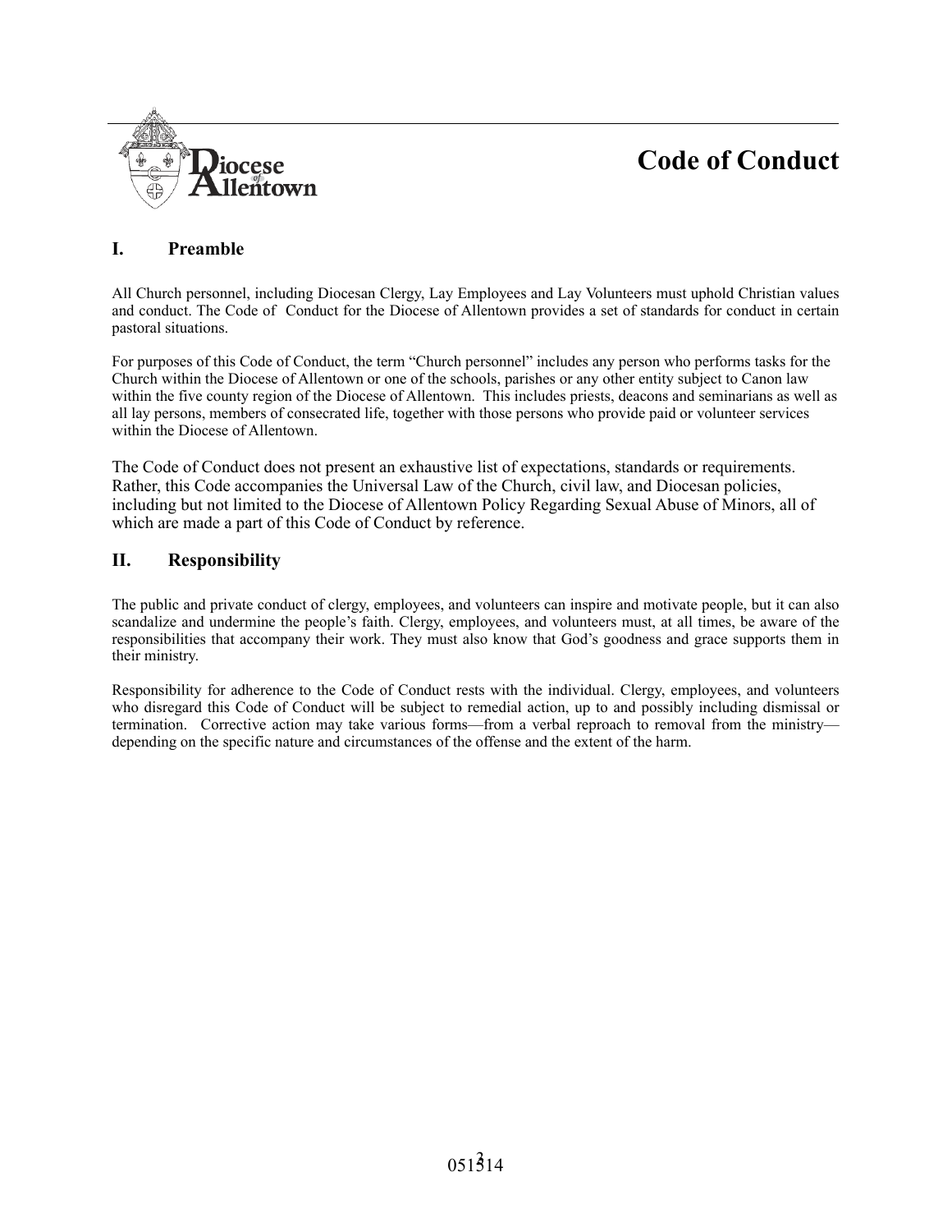# Code of Conduct

## I. Preamble

All Church personnel, including Diocesan Clergy, Lay Employees and Lay Volunteers must uphold Christian values and conduct. The Code of Conduct for the Diocese of Allentown provides a set of standards for conduct in certain pastoral situations.

For purposes of this Code of Conduct, the term "Church personnel" includes any person who performs tasks for the Church within the Diocese of Allentown or one of the schools, parishes or any other entity subject to Canon law within the five county region of the Diocese of Allentown. This includes priests, deacons and seminarians as well as all lay persons, members of consecrated life, together with those persons who provide paid or volunteer services within the Diocese of Allentown.

The Code of Conduct does not present an exhaustive list of expectations, standards or requirements. Rather, this Code accompanies the Universal Law of the Church, civil law, and Diocesan policies, including but not limited to the Diocese of Allentown Policy Regarding Sexual Abuse of Minors, all of which are made a part of this Code of Conduct by reference.

## II. Responsibility

The public and private conduct of clergy, employees, and volunteers can inspire and motivate people, but it can also scandalize and undermine the people's faith. Clergy, employees, and volunteers must, at all times, be aware of the responsibilities that accompany their work. They must also know that God's goodness and grace supports them in their ministry.

Responsibility for adherence to the Code of Conduct rests with the individual. Clergy, employees, and volunteers who disregard this Code of Conduct will be subject to remedial action, up to and possibly including dismissal or termination. Corrective action may take various forms—from a verbal reproach to removal from the ministry—depending on the specific nature and circumstances of the offense and the extent of the harm.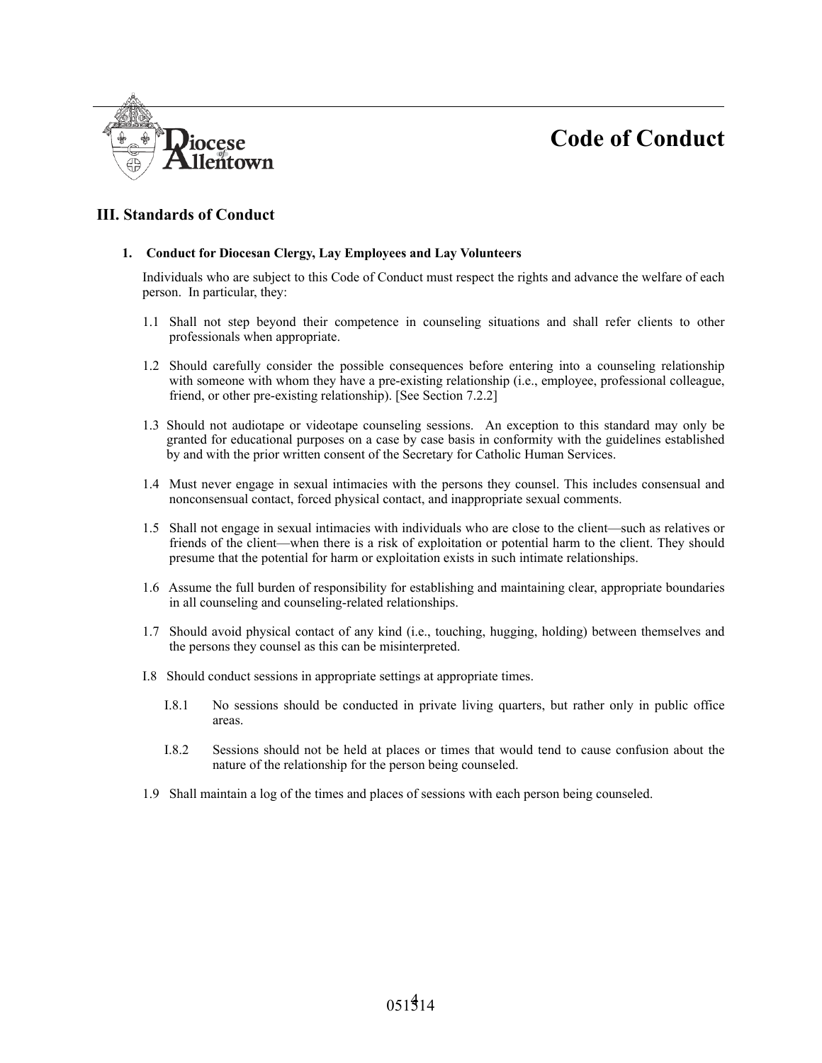# Code of Conduct

## III. Standards of Conduct

### 1. Conduct for Diocesan Clergy, Lay Employees and Lay Volunteers

Individuals who are subject to this Code of Conduct must respect the rights and advance the welfare of each person. In particular, they:

1.1 Shall not step beyond their competence in counseling situations and shall refer clients to other professionals when appropriate.

1.2 Should carefully consider the possible consequences before entering into a counseling relationship with someone with whom they have a pre-existing relationship (i.e., employee, professional colleague, friend, or other pre-existing relationship). [See Section 7.2.2]

1.3 Should not audiotape or videotape counseling sessions. An exception to this standard may only be granted for educational purposes on a case by case basis in conformity with the guidelines established by and with the prior written consent of the Secretary for Catholic Human Services.

1.4 Must never engage in sexual intimacies with the persons they counsel. This includes consensual and nonconsensual contact, forced physical contact, and inappropriate sexual comments.

1.5 Shall not engage in sexual intimacies with individuals who are close to the client—such as relatives or friends of the client—when there is a risk of exploitation or potential harm to the client. They should presume that the potential for harm or exploitation exists in such intimate relationships.

1.6 Assume the full burden of responsibility for establishing and maintaining clear, appropriate boundaries in all counseling and counseling-related relationships.

1.7 Should avoid physical contact of any kind (i.e., touching, hugging, holding) between themselves and the persons they counsel as this can be misinterpreted.

I.8 Should conduct sessions in appropriate settings at appropriate times.

- I.8.1 No sessions should be conducted in private living quarters, but rather only in public office areas.
- I.8.2 Sessions should not be held at places or times that would tend to cause confusion about the nature of the relationship for the person being counseled.

1.9 Shall maintain a log of the times and places of sessions with each person being counseled.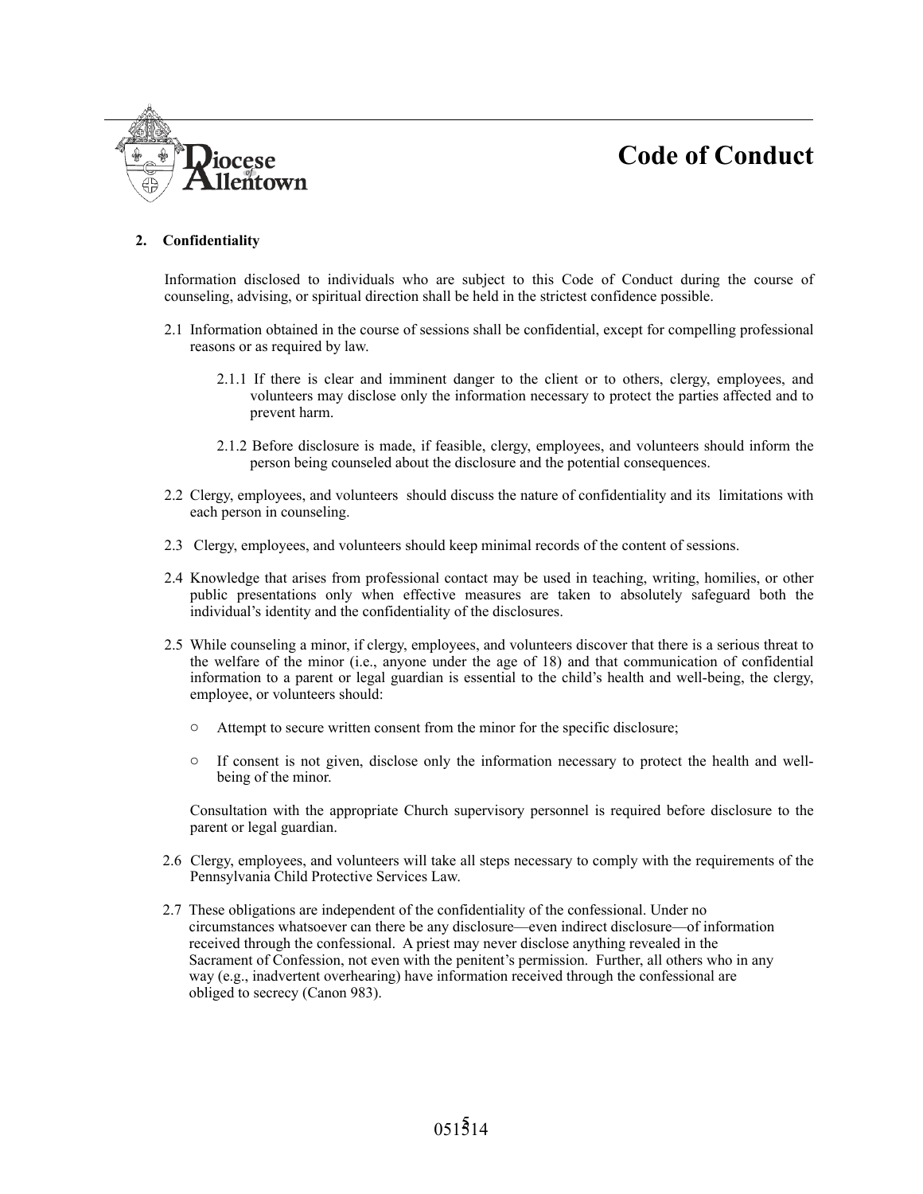## 2. Confidentiality

Information disclosed to individuals who are subject to this Code of Conduct during the course of counseling, advising, or spiritual direction shall be held in the strictest confidence possible.

2.1 Information obtained in the course of sessions shall be confidential, except for compelling professional reasons or as required by law.

2.1.1 If there is clear and imminent danger to the client or to others, clergy, employees, and volunteers may disclose only the information necessary to protect the parties affected and to prevent harm.

2.1.2 Before disclosure is made, if feasible, clergy, employees, and volunteers should inform the person being counseled about the disclosure and the potential consequences.

2.2 Clergy, employees, and volunteers should discuss the nature of confidentiality and its limitations with each person in counseling.

2.3 Clergy, employees, and volunteers should keep minimal records of the content of sessions.

2.4 Knowledge that arises from professional contact may be used in teaching, writing, homilies, or other public presentations only when effective measures are taken to absolutely safeguard both the individual's identity and the confidentiality of the disclosures.

2.5 While counseling a minor, if clergy, employees, and volunteers discover that there is a serious threat to the welfare of the minor (i.e., anyone under the age of 18) and that communication of confidential information to a parent or legal guardian is essential to the child's health and well-being, the clergy, employee, or volunteers should:

- Attempt to secure written consent from the minor for the specific disclosure;
- If consent is not given, disclose only the information necessary to protect the health and well-being of the minor.

Consultation with the appropriate Church supervisory personnel is required before disclosure to the parent or legal guardian.

2.6 Clergy, employees, and volunteers will take all steps necessary to comply with the requirements of the Pennsylvania Child Protective Services Law.

2.7 These obligations are independent of the confidentiality of the confessional. Under no circumstances whatsoever can there be any disclosure—even indirect disclosure—of information received through the confessional. A priest may never disclose anything revealed in the Sacrament of Confession, not even with the penitent's permission. Further, all others who in any way (e.g., inadvertent overhearing) have information received through the confessional are obliged to secrecy (Canon 983).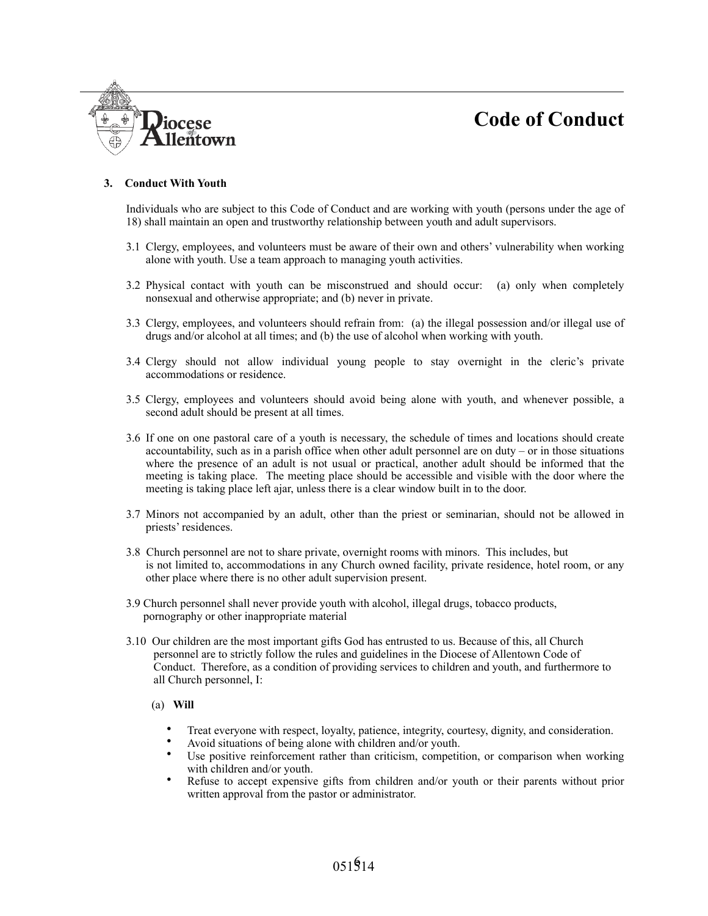# Code of Conduct

### 3. Conduct With Youth

Individuals who are subject to this Code of Conduct and are working with youth (persons under the age of 18) shall maintain an open and trustworthy relationship between youth and adult supervisors.

3.1 Clergy, employees, and volunteers must be aware of their own and others' vulnerability when working alone with youth. Use a team approach to managing youth activities.

3.2 Physical contact with youth can be misconstrued and should occur: (a) only when completely nonsexual and otherwise appropriate; and (b) never in private.

3.3 Clergy, employees, and volunteers should refrain from: (a) the illegal possession and/or illegal use of drugs and/or alcohol at all times; and (b) the use of alcohol when working with youth.

3.4 Clergy should not allow individual young people to stay overnight in the cleric's private accommodations or residence.

3.5 Clergy, employees and volunteers should avoid being alone with youth, and whenever possible, a second adult should be present at all times.

3.6 If one on one pastoral care of a youth is necessary, the schedule of times and locations should create accountability, such as in a parish office when other adult personnel are on duty – or in those situations where the presence of an adult is not usual or practical, another adult should be informed that the meeting is taking place. The meeting place should be accessible and visible with the door where the meeting is taking place left ajar, unless there is a clear window built in to the door.

3.7 Minors not accompanied by an adult, other than the priest or seminarian, should not be allowed in priests' residences.

3.8 Church personnel are not to share private, overnight rooms with minors. This includes, but is not limited to, accommodations in any Church owned facility, private residence, hotel room, or any other place where there is no other adult supervision present.

3.9 Church personnel shall never provide youth with alcohol, illegal drugs, tobacco products, pornography or other inappropriate material

3.10 Our children are the most important gifts God has entrusted to us. Because of this, all Church personnel are to strictly follow the rules and guidelines in the Diocese of Allentown Code of Conduct. Therefore, as a condition of providing services to children and youth, and furthermore to all Church personnel, I:

(a) **Will**

- Treat everyone with respect, loyalty, patience, integrity, courtesy, dignity, and consideration.
- Avoid situations of being alone with children and/or youth.
- Use positive reinforcement rather than criticism, competition, or comparison when working with children and/or youth.
- Refuse to accept expensive gifts from children and/or youth or their parents without prior written approval from the pastor or administrator.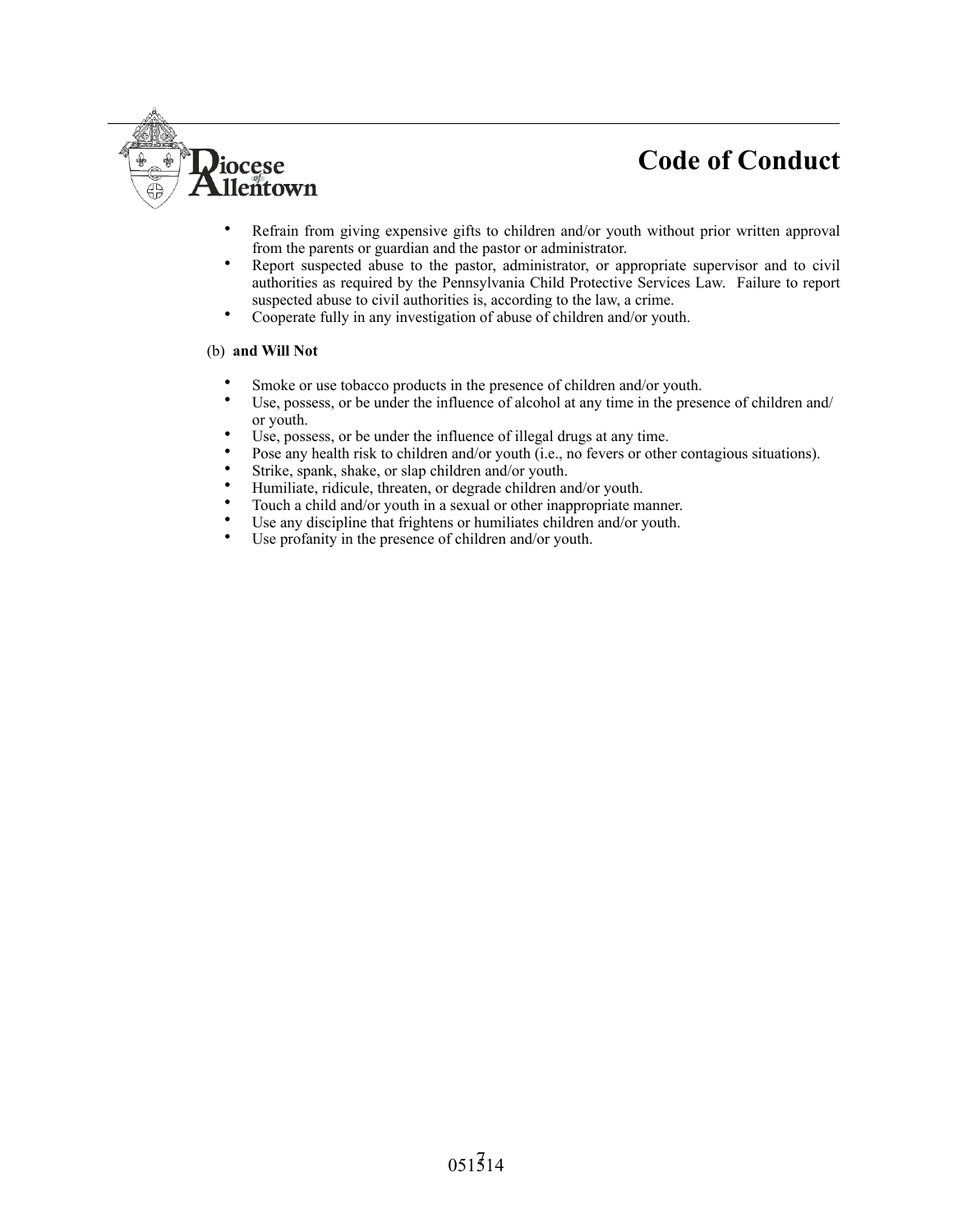# Code of Conduct

- Refrain from giving expensive gifts to children and/or youth without prior written approval from the parents or guardian and the pastor or administrator.
- Report suspected abuse to the pastor, administrator, or appropriate supervisor and to civil authorities as required by the Pennsylvania Child Protective Services Law. Failure to report suspected abuse to civil authorities is, according to the law, a crime.
- Cooperate fully in any investigation of abuse of children and/or youth.

(b) **and Will Not**

- Smoke or use tobacco products in the presence of children and/or youth.
- Use, possess, or be under the influence of alcohol at any time in the presence of children and/or youth.
- Use, possess, or be under the influence of illegal drugs at any time.
- Pose any health risk to children and/or youth (i.e., no fevers or other contagious situations).
- Strike, spank, shake, or slap children and/or youth.
- Humiliate, ridicule, threaten, or degrade children and/or youth.
- Touch a child and/or youth in a sexual or other inappropriate manner.
- Use any discipline that frightens or humiliates children and/or youth.
- Use profanity in the presence of children and/or youth.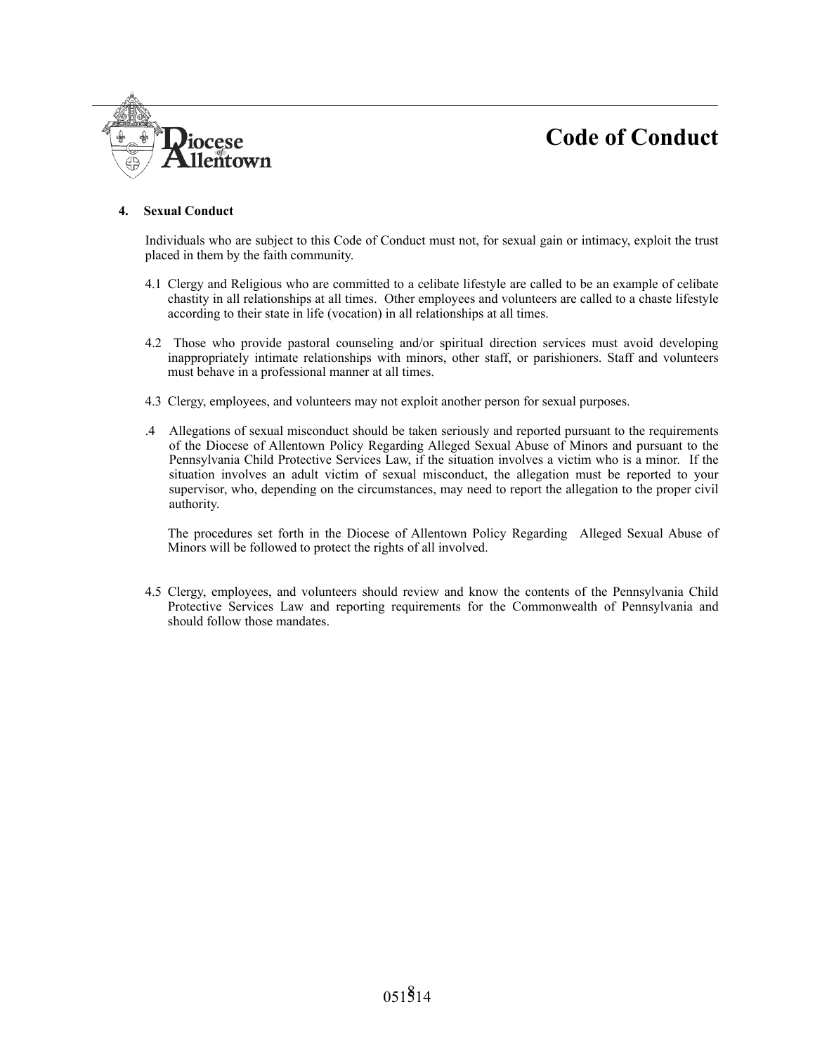## 4. Sexual Conduct

Individuals who are subject to this Code of Conduct must not, for sexual gain or intimacy, exploit the trust placed in them by the faith community.

4.1 Clergy and Religious who are committed to a celibate lifestyle are called to be an example of celibate chastity in all relationships at all times. Other employees and volunteers are called to a chaste lifestyle according to their state in life (vocation) in all relationships at all times.

4.2 Those who provide pastoral counseling and/or spiritual direction services must avoid developing inappropriately intimate relationships with minors, other staff, or parishioners. Staff and volunteers must behave in a professional manner at all times.

4.3 Clergy, employees, and volunteers may not exploit another person for sexual purposes.

.4 Allegations of sexual misconduct should be taken seriously and reported pursuant to the requirements of the Diocese of Allentown Policy Regarding Alleged Sexual Abuse of Minors and pursuant to the Pennsylvania Child Protective Services Law, if the situation involves a victim who is a minor. If the situation involves an adult victim of sexual misconduct, the allegation must be reported to your supervisor, who, depending on the circumstances, may need to report the allegation to the proper civil authority.

The procedures set forth in the Diocese of Allentown Policy Regarding Alleged Sexual Abuse of Minors will be followed to protect the rights of all involved.

4.5 Clergy, employees, and volunteers should review and know the contents of the Pennsylvania Child Protective Services Law and reporting requirements for the Commonwealth of Pennsylvania and should follow those mandates.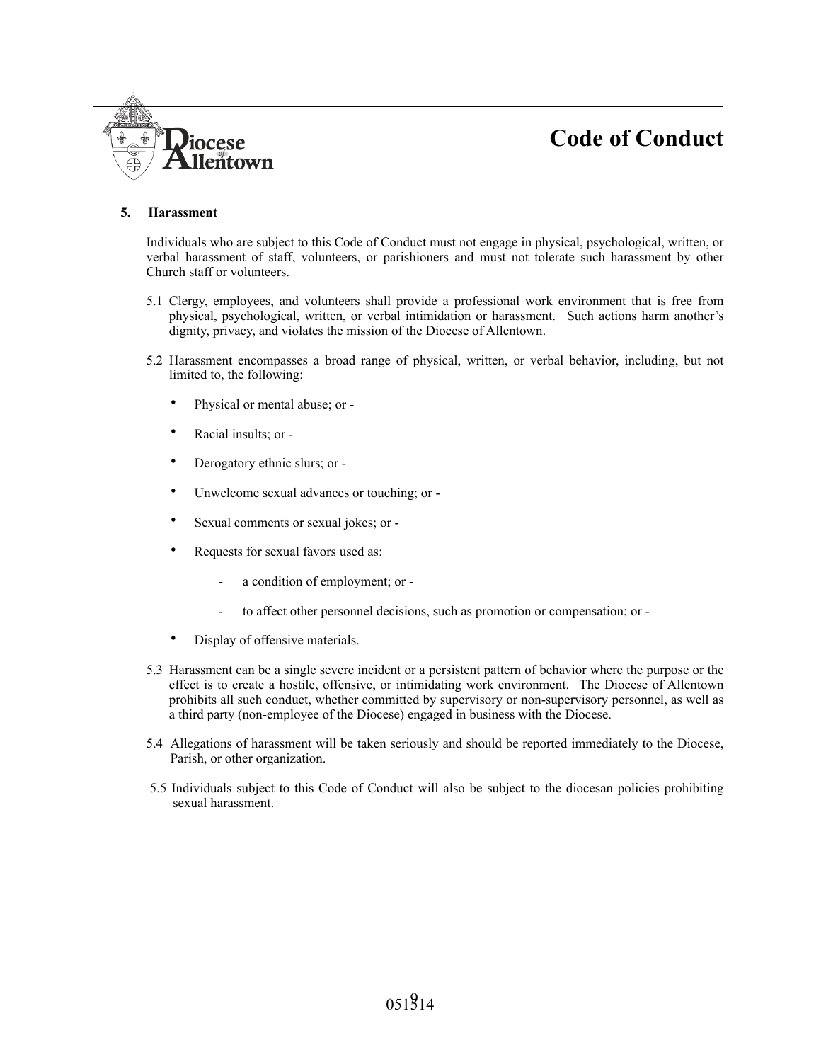### 5. Harassment

Individuals who are subject to this Code of Conduct must not engage in physical, psychological, written, or verbal harassment of staff, volunteers, or parishioners and must not tolerate such harassment by other Church staff or volunteers.

5.1 Clergy, employees, and volunteers shall provide a professional work environment that is free from physical, psychological, written, or verbal intimidation or harassment. Such actions harm another's dignity, privacy, and violates the mission of the Diocese of Allentown.

5.2 Harassment encompasses a broad range of physical, written, or verbal behavior, including, but not limited to, the following:

- Physical or mental abuse; or -
- Racial insults; or -
- Derogatory ethnic slurs; or -
- Unwelcome sexual advances or touching; or -
- Sexual comments or sexual jokes; or -
- Requests for sexual favors used as:
    - a condition of employment; or -
    - to affect other personnel decisions, such as promotion or compensation; or -
- Display of offensive materials.

5.3 Harassment can be a single severe incident or a persistent pattern of behavior where the purpose or the effect is to create a hostile, offensive, or intimidating work environment. The Diocese of Allentown prohibits all such conduct, whether committed by supervisory or non-supervisory personnel, as well as a third party (non-employee of the Diocese) engaged in business with the Diocese.

5.4 Allegations of harassment will be taken seriously and should be reported immediately to the Diocese, Parish, or other organization.

5.5 Individuals subject to this Code of Conduct will also be subject to the diocesan policies prohibiting sexual harassment.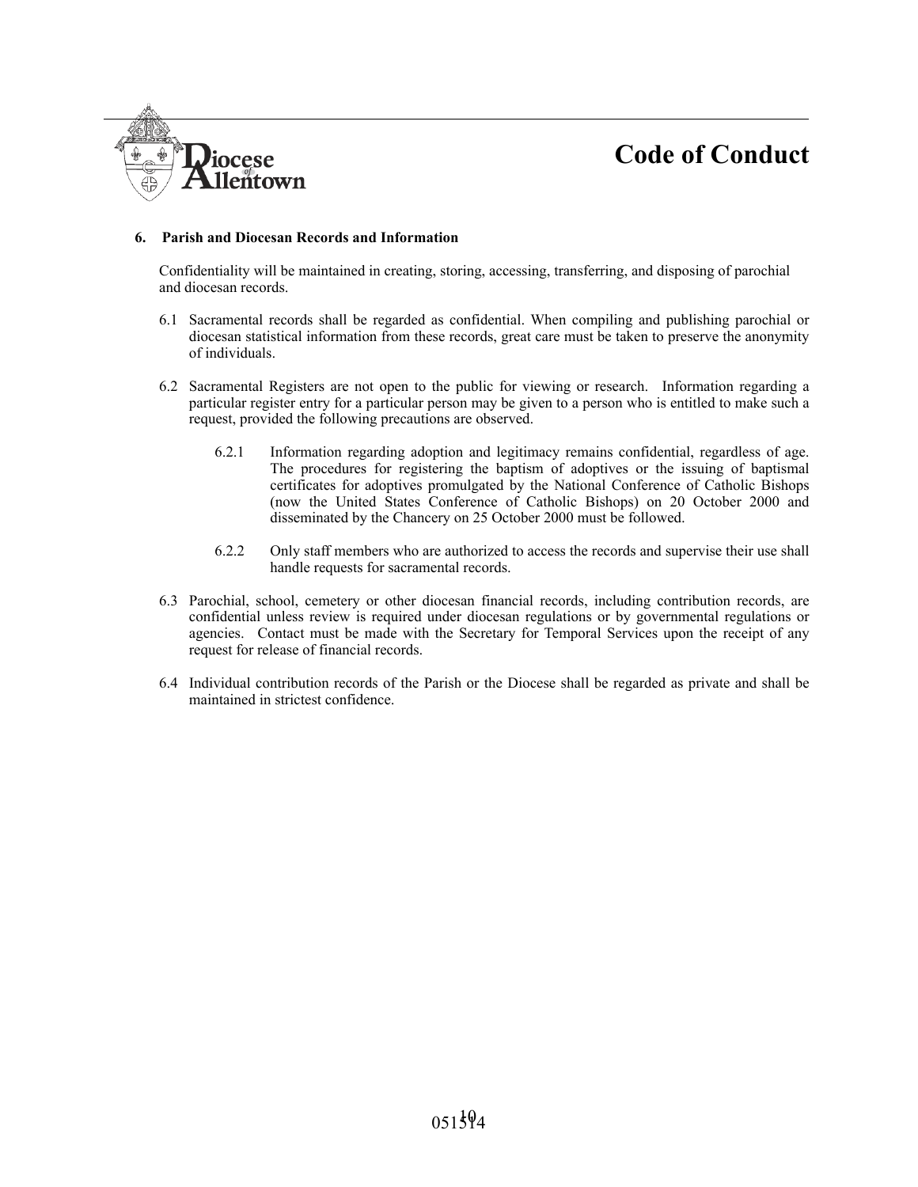## 6. Parish and Diocesan Records and Information

Confidentiality will be maintained in creating, storing, accessing, transferring, and disposing of parochial and diocesan records.

6.1 Sacramental records shall be regarded as confidential. When compiling and publishing parochial or diocesan statistical information from these records, great care must be taken to preserve the anonymity of individuals.

6.2 Sacramental Registers are not open to the public for viewing or research. Information regarding a particular register entry for a particular person may be given to a person who is entitled to make such a request, provided the following precautions are observed.

6.2.1 Information regarding adoption and legitimacy remains confidential, regardless of age. The procedures for registering the baptism of adoptives or the issuing of baptismal certificates for adoptives promulgated by the National Conference of Catholic Bishops (now the United States Conference of Catholic Bishops) on 20 October 2000 and disseminated by the Chancery on 25 October 2000 must be followed.

6.2.2 Only staff members who are authorized to access the records and supervise their use shall handle requests for sacramental records.

6.3 Parochial, school, cemetery or other diocesan financial records, including contribution records, are confidential unless review is required under diocesan regulations or by governmental regulations or agencies. Contact must be made with the Secretary for Temporal Services upon the receipt of any request for release of financial records.

6.4 Individual contribution records of the Parish or the Diocese shall be regarded as private and shall be maintained in strictest confidence.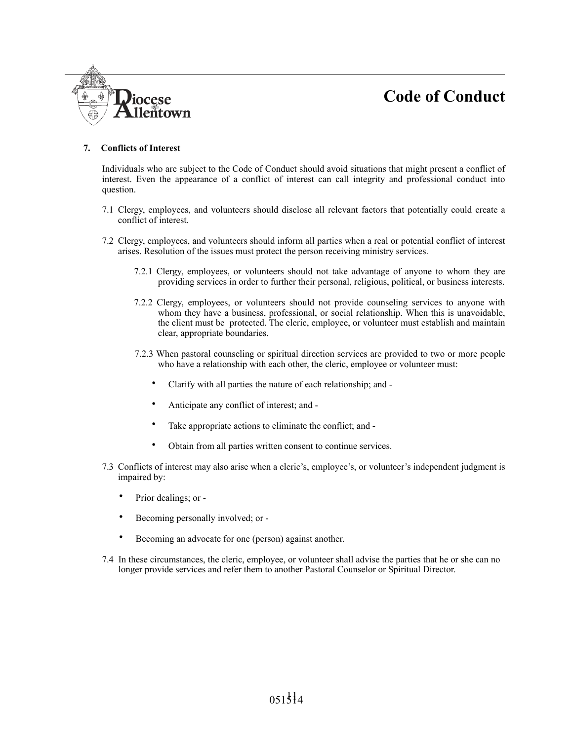## 7. Conflicts of Interest

Individuals who are subject to the Code of Conduct should avoid situations that might present a conflict of interest. Even the appearance of a conflict of interest can call integrity and professional conduct into question.

7.1 Clergy, employees, and volunteers should disclose all relevant factors that potentially could create a conflict of interest.

7.2 Clergy, employees, and volunteers should inform all parties when a real or potential conflict of interest arises. Resolution of the issues must protect the person receiving ministry services.

7.2.1 Clergy, employees, or volunteers should not take advantage of anyone to whom they are providing services in order to further their personal, religious, political, or business interests.

7.2.2 Clergy, employees, or volunteers should not provide counseling services to anyone with whom they have a business, professional, or social relationship. When this is unavoidable, the client must be protected. The cleric, employee, or volunteer must establish and maintain clear, appropriate boundaries.

7.2.3 When pastoral counseling or spiritual direction services are provided to two or more people who have a relationship with each other, the cleric, employee or volunteer must:

- Clarify with all parties the nature of each relationship; and -
- Anticipate any conflict of interest; and -
- Take appropriate actions to eliminate the conflict; and -
- Obtain from all parties written consent to continue services.

7.3 Conflicts of interest may also arise when a cleric's, employee's, or volunteer's independent judgment is impaired by:

- Prior dealings; or -
- Becoming personally involved; or -
- Becoming an advocate for one (person) against another.

7.4 In these circumstances, the cleric, employee, or volunteer shall advise the parties that he or she can no longer provide services and refer them to another Pastoral Counselor or Spiritual Director.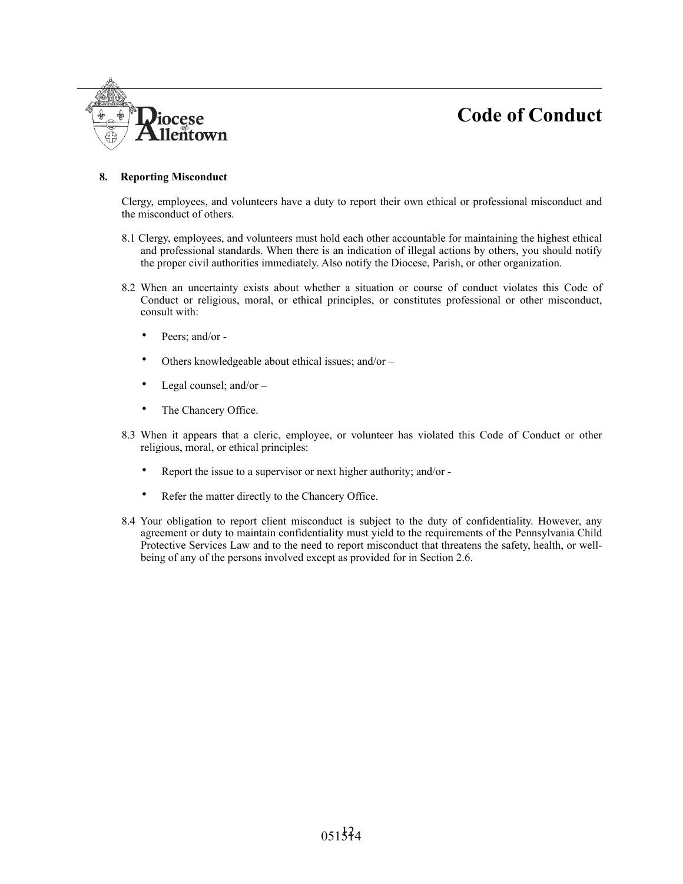## 8. Reporting Misconduct

Clergy, employees, and volunteers have a duty to report their own ethical or professional misconduct and the misconduct of others.

8.1 Clergy, employees, and volunteers must hold each other accountable for maintaining the highest ethical and professional standards. When there is an indication of illegal actions by others, you should notify the proper civil authorities immediately. Also notify the Diocese, Parish, or other organization.

8.2 When an uncertainty exists about whether a situation or course of conduct violates this Code of Conduct or religious, moral, or ethical principles, or constitutes professional or other misconduct, consult with:

- Peers; and/or -
- Others knowledgeable about ethical issues; and/or –
- Legal counsel; and/or –
- The Chancery Office.

8.3 When it appears that a cleric, employee, or volunteer has violated this Code of Conduct or other religious, moral, or ethical principles:

- Report the issue to a supervisor or next higher authority; and/or -
- Refer the matter directly to the Chancery Office.

8.4 Your obligation to report client misconduct is subject to the duty of confidentiality. However, any agreement or duty to maintain confidentiality must yield to the requirements of the Pennsylvania Child Protective Services Law and to the need to report misconduct that threatens the safety, health, or well-being of any of the persons involved except as provided for in Section 2.6.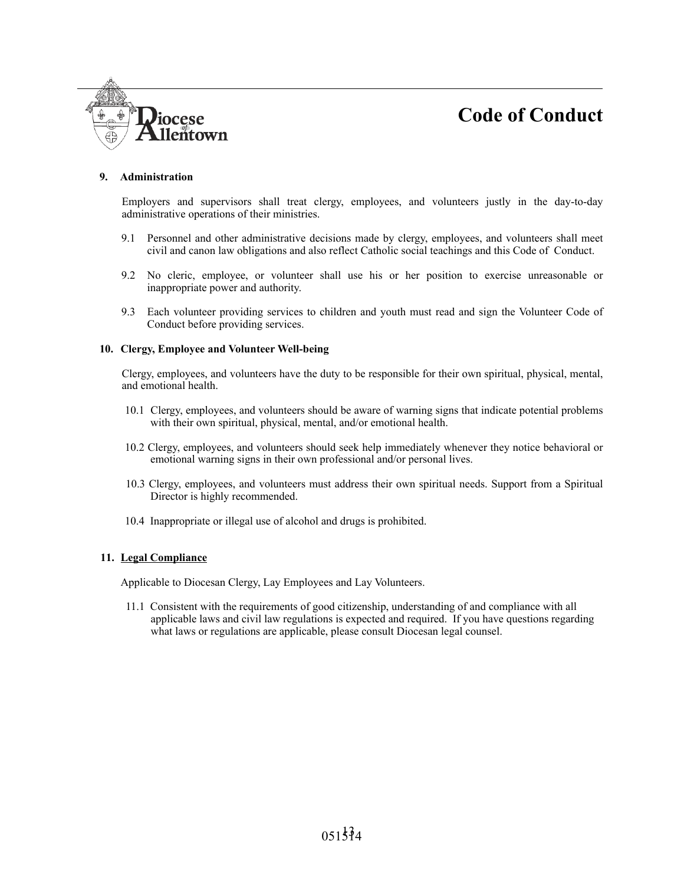### 9. Administration

Employers and supervisors shall treat clergy, employees, and volunteers justly in the day-to-day administrative operations of their ministries.

9.1 Personnel and other administrative decisions made by clergy, employees, and volunteers shall meet civil and canon law obligations and also reflect Catholic social teachings and this Code of Conduct.

9.2 No cleric, employee, or volunteer shall use his or her position to exercise unreasonable or inappropriate power and authority.

9.3 Each volunteer providing services to children and youth must read and sign the Volunteer Code of Conduct before providing services.

### 10. Clergy, Employee and Volunteer Well-being

Clergy, employees, and volunteers have the duty to be responsible for their own spiritual, physical, mental, and emotional health.

10.1 Clergy, employees, and volunteers should be aware of warning signs that indicate potential problems with their own spiritual, physical, mental, and/or emotional health.

10.2 Clergy, employees, and volunteers should seek help immediately whenever they notice behavioral or emotional warning signs in their own professional and/or personal lives.

10.3 Clergy, employees, and volunteers must address their own spiritual needs. Support from a Spiritual Director is highly recommended.

10.4 Inappropriate or illegal use of alcohol and drugs is prohibited.

### 11. Legal Compliance

Applicable to Diocesan Clergy, Lay Employees and Lay Volunteers.

11.1 Consistent with the requirements of good citizenship, understanding of and compliance with all applicable laws and civil law regulations is expected and required. If you have questions regarding what laws or regulations are applicable, please consult Diocesan legal counsel.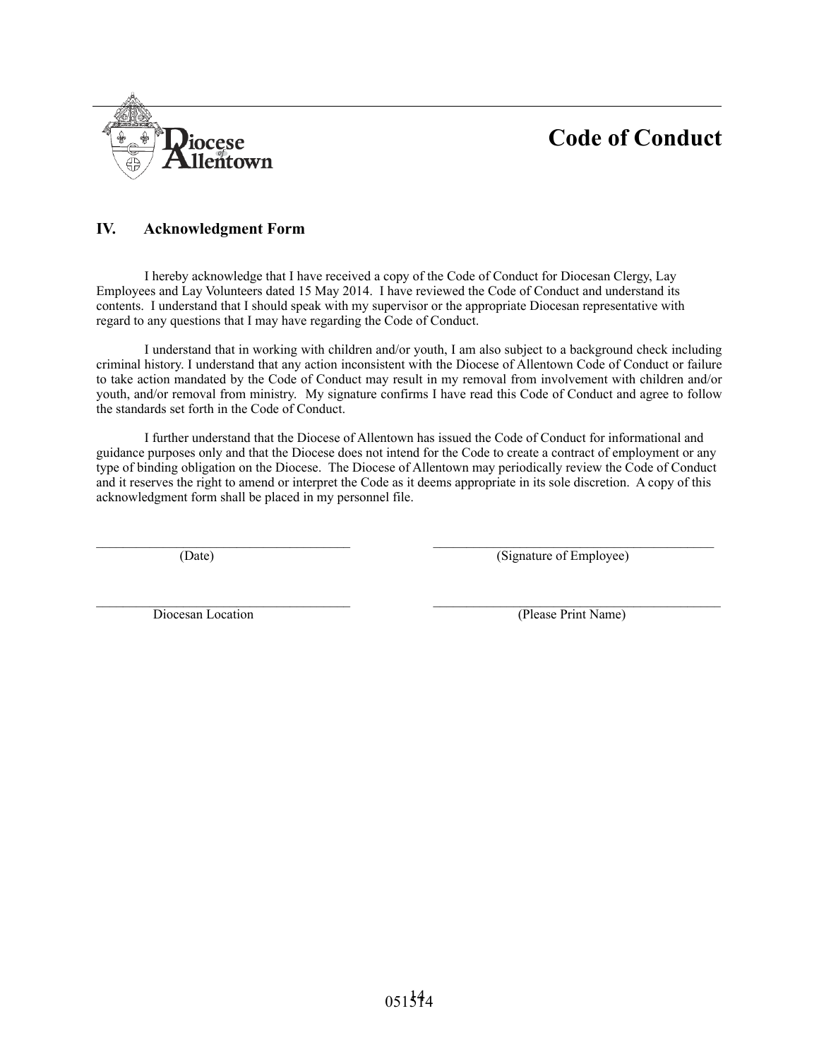# Code of Conduct

## IV. Acknowledgment Form

I hereby acknowledge that I have received a copy of the Code of Conduct for Diocesan Clergy, Lay Employees and Lay Volunteers dated 15 May 2014. I have reviewed the Code of Conduct and understand its contents. I understand that I should speak with my supervisor or the appropriate Diocesan representative with regard to any questions that I may have regarding the Code of Conduct.

I understand that in working with children and/or youth, I am also subject to a background check including criminal history. I understand that any action inconsistent with the Diocese of Allentown Code of Conduct or failure to take action mandated by the Code of Conduct may result in my removal from involvement with children and/or youth, and/or removal from ministry. My signature confirms I have read this Code of Conduct and agree to follow the standards set forth in the Code of Conduct.

I further understand that the Diocese of Allentown has issued the Code of Conduct for informational and guidance purposes only and that the Diocese does not intend for the Code to create a contract of employment or any type of binding obligation on the Diocese. The Diocese of Allentown may periodically review the Code of Conduct and it reserves the right to amend or interpret the Code as it deems appropriate in its sole discretion. A copy of this acknowledgment form shall be placed in my personnel file.

| | |
|---|---|
| ______________________________ | ______________________________ |
| (Date) | (Signature of Employee) |
| ______________________________ | ______________________________ |
| Diocesan Location | (Please Print Name) |